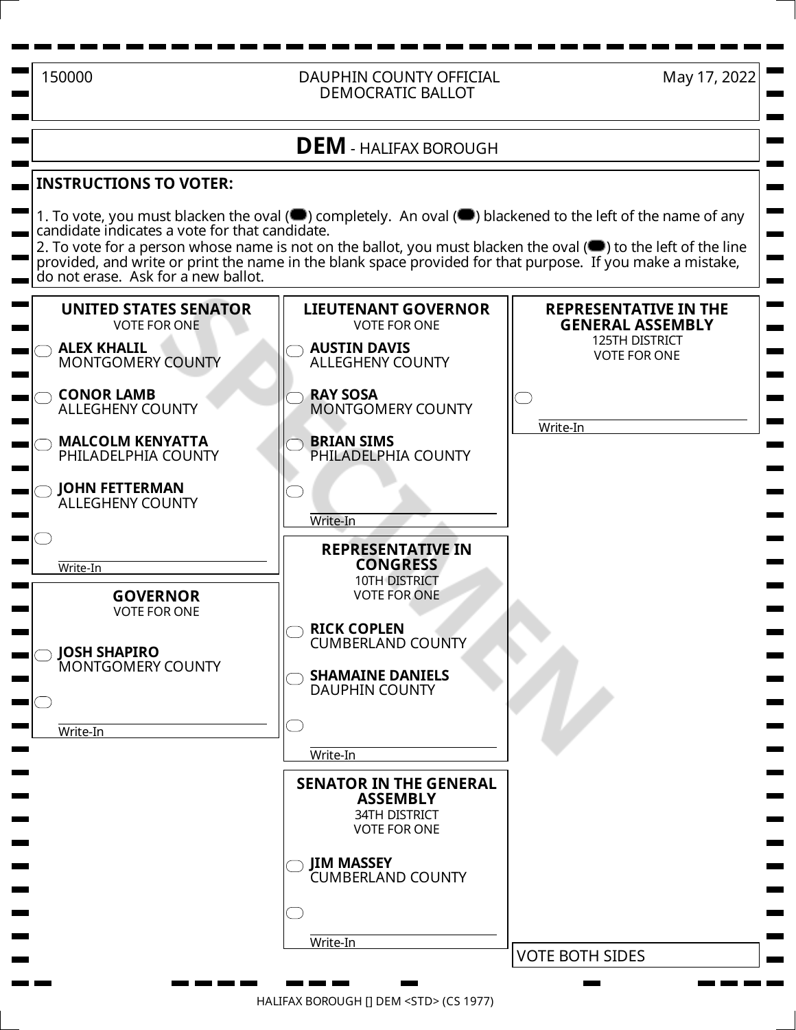150000

DAUPHIN COUNTY OFFICIAL
DEMOCRATIC BALLOT

May 17, 2022

# DEM - HALIFAX BOROUGH

**INSTRUCTIONS TO VOTER:**

1. To vote, you must blacken the oval (⬬) completely. An oval (⬬) blackened to the left of the name of any candidate indicates a vote for that candidate.
2. To vote for a person whose name is not on the ballot, you must blacken the oval (⬬) to the left of the line provided, and write or print the name in the blank space provided for that purpose. If you make a mistake, do not erase. Ask for a new ballot.

## UNITED STATES SENATOR
VOTE FOR ONE

- ⬭ **ALEX KHALIL**
  MONTGOMERY COUNTY
- ⬭ **CONOR LAMB**
  ALLEGHENY COUNTY
- ⬭ **MALCOLM KENYATTA**
  PHILADELPHIA COUNTY
- ⬭ **JOHN FETTERMAN**
  ALLEGHENY COUNTY
- ⬭ ______________ Write-In

## GOVERNOR
VOTE FOR ONE

- ⬭ **JOSH SHAPIRO**
  MONTGOMERY COUNTY
- ⬭ ______________ Write-In

## LIEUTENANT GOVERNOR
VOTE FOR ONE

- ⬭ **AUSTIN DAVIS**
  ALLEGHENY COUNTY
- ⬭ **RAY SOSA**
  MONTGOMERY COUNTY
- ⬭ **BRIAN SIMS**
  PHILADELPHIA COUNTY
- ⬭ ______________ Write-In

## REPRESENTATIVE IN CONGRESS
10TH DISTRICT
VOTE FOR ONE

- ⬭ **RICK COPLEN**
  CUMBERLAND COUNTY
- ⬭ **SHAMAINE DANIELS**
  DAUPHIN COUNTY
- ⬭ ______________ Write-In

## SENATOR IN THE GENERAL ASSEMBLY
34TH DISTRICT
VOTE FOR ONE

- ⬭ **JIM MASSEY**
  CUMBERLAND COUNTY
- ⬭ ______________ Write-In

## REPRESENTATIVE IN THE GENERAL ASSEMBLY
125TH DISTRICT
VOTE FOR ONE

- ⬭ ______________ Write-In

VOTE BOTH SIDES

HALIFAX BOROUGH [] DEM <STD> (CS 1977)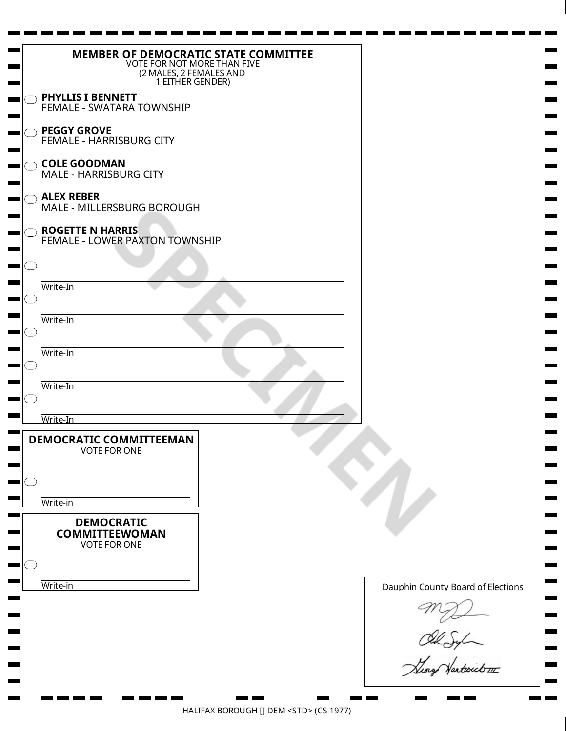## MEMBER OF DEMOCRATIC STATE COMMITTEE

VOTE FOR NOT MORE THAN FIVE
(2 MALES, 2 FEMALES AND
1 EITHER GENDER)

- **PHYLLIS I BENNETT**
  FEMALE - SWATARA TOWNSHIP
- **PEGGY GROVE**
  FEMALE - HARRISBURG CITY
- **COLE GOODMAN**
  MALE - HARRISBURG CITY
- **ALEX REBER**
  MALE - MILLERSBURG BOROUGH
- **ROGETTE N HARRIS**
  FEMALE - LOWER PAXTON TOWNSHIP
- Write-In
- Write-In
- Write-In
- Write-In
- Write-In

## DEMOCRATIC COMMITTEEMAN

VOTE FOR ONE

- Write-in

## DEMOCRATIC COMMITTEEWOMAN

VOTE FOR ONE

- Write-in

SPECIMEN

Dauphin County Board of Elections

HALIFAX BOROUGH [] DEM <STD> (CS 1977)